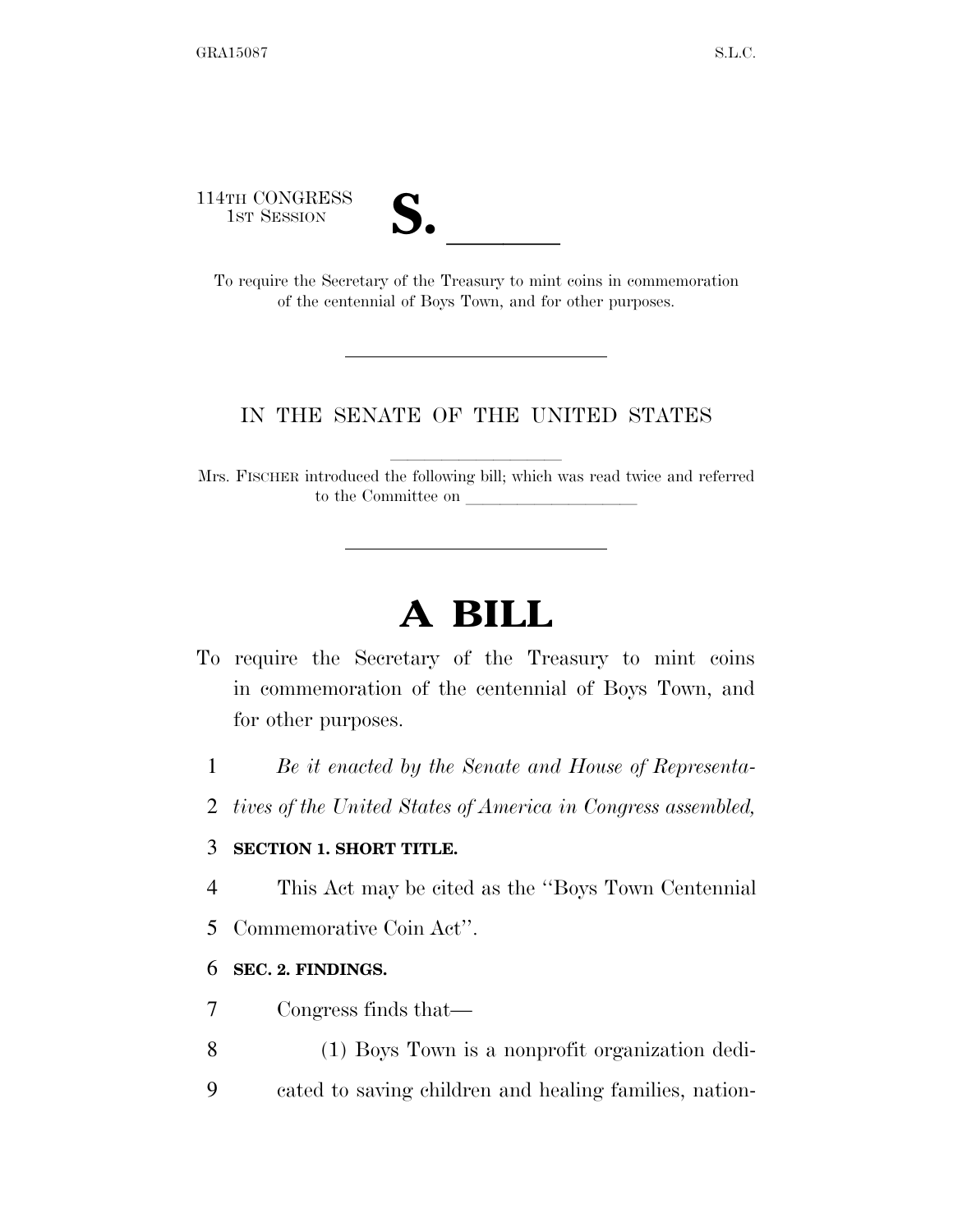114TH CONGRESS
1ST SESSION

**S. \_\_\_\_\_\_**

To require the Secretary of the Treasury to mint coins in commemoration of the centennial of Boys Town, and for other purposes.

---

IN THE SENATE OF THE UNITED STATES

Mrs. FISCHER introduced the following bill; which was read twice and referred to the Committee on \_\_\_\_\_\_\_\_\_\_\_\_\_\_\_\_\_\_\_\_

---

# A BILL

To require the Secretary of the Treasury to mint coins in commemoration of the centennial of Boys Town, and for other purposes.

1 *Be it enacted by the Senate and House of Representa-*
2 *tives of the United States of America in Congress assembled,*

3 **SECTION 1. SHORT TITLE.**

4 This Act may be cited as the ''Boys Town Centennial
5 Commemorative Coin Act''.

6 **SEC. 2. FINDINGS.**

7 Congress finds that—

8 (1) Boys Town is a nonprofit organization dedi-
9 cated to saving children and healing families, nation-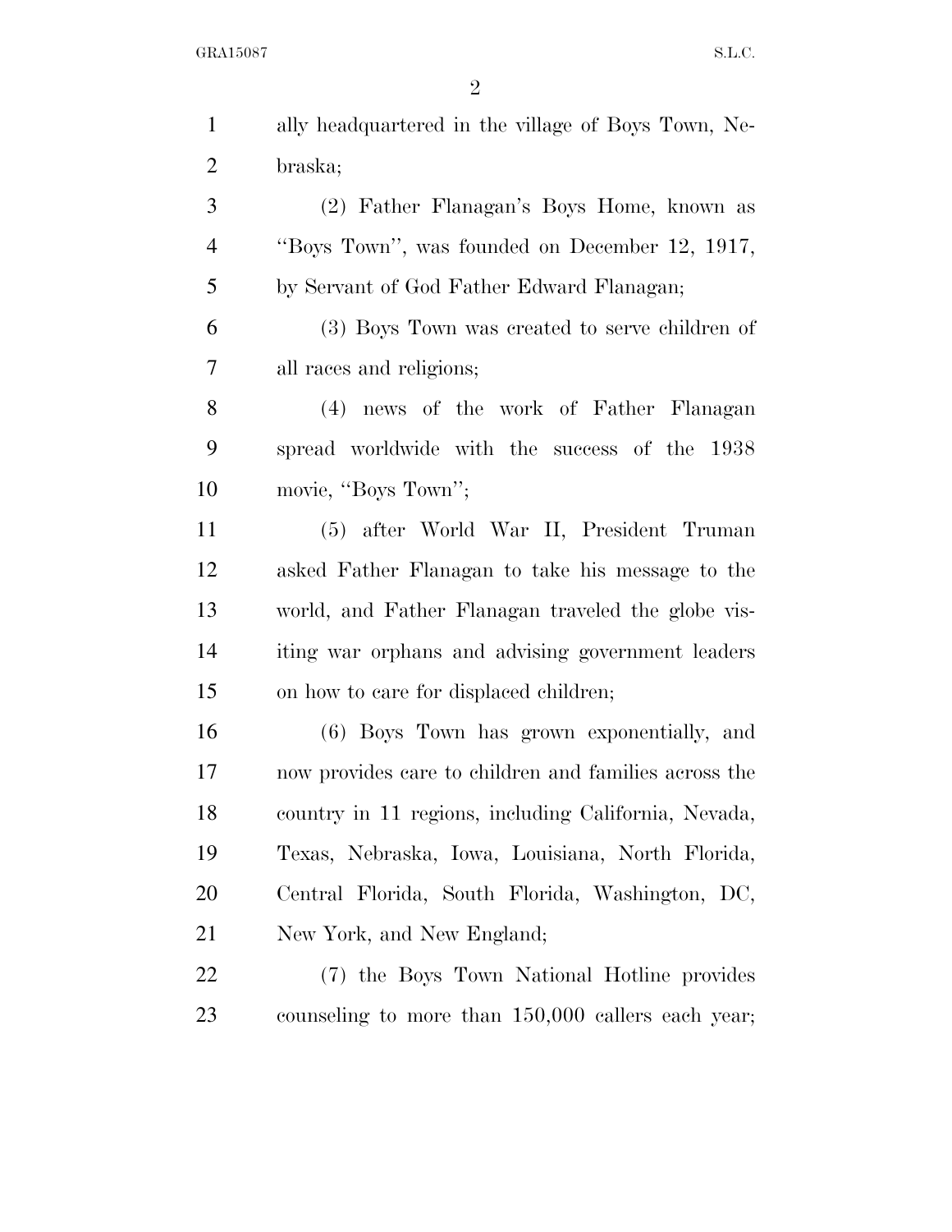ally headquartered in the village of Boys Town, Nebraska;

(2) Father Flanagan's Boys Home, known as "Boys Town", was founded on December 12, 1917, by Servant of God Father Edward Flanagan;

(3) Boys Town was created to serve children of all races and religions;

(4) news of the work of Father Flanagan spread worldwide with the success of the 1938 movie, "Boys Town";

(5) after World War II, President Truman asked Father Flanagan to take his message to the world, and Father Flanagan traveled the globe visiting war orphans and advising government leaders on how to care for displaced children;

(6) Boys Town has grown exponentially, and now provides care to children and families across the country in 11 regions, including California, Nevada, Texas, Nebraska, Iowa, Louisiana, North Florida, Central Florida, South Florida, Washington, DC, New York, and New England;

(7) the Boys Town National Hotline provides counseling to more than 150,000 callers each year;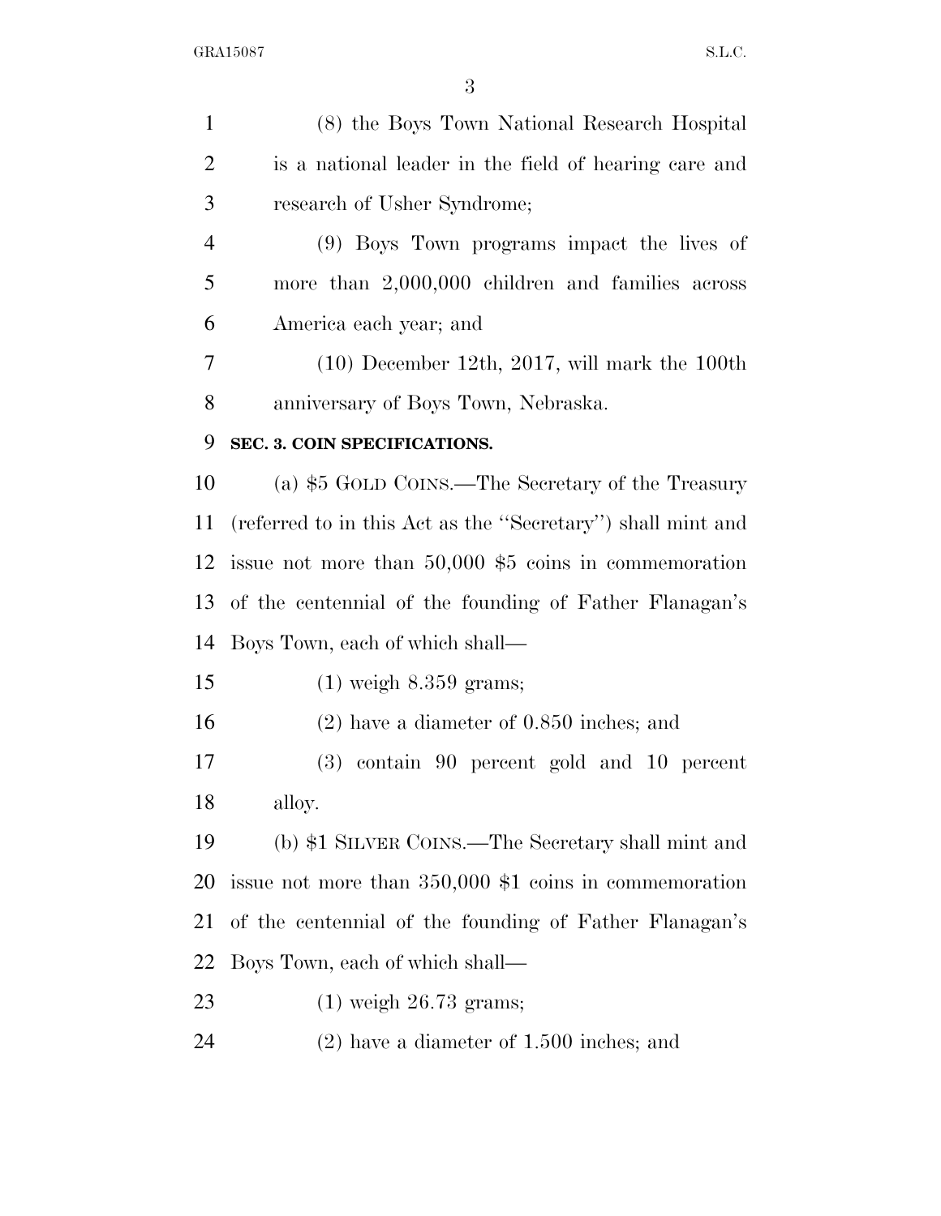(8) the Boys Town National Research Hospital is a national leader in the field of hearing care and research of Usher Syndrome;

(9) Boys Town programs impact the lives of more than 2,000,000 children and families across America each year; and

(10) December 12th, 2017, will mark the 100th anniversary of Boys Town, Nebraska.

**SEC. 3. COIN SPECIFICATIONS.**

(a) $5 GOLD COINS.—The Secretary of the Treasury (referred to in this Act as the ''Secretary'') shall mint and issue not more than 50,000 $5 coins in commemoration of the centennial of the founding of Father Flanagan's Boys Town, each of which shall—

(1) weigh 8.359 grams;

(2) have a diameter of 0.850 inches; and

(3) contain 90 percent gold and 10 percent alloy.

(b) $1 SILVER COINS.—The Secretary shall mint and issue not more than 350,000 $1 coins in commemoration of the centennial of the founding of Father Flanagan's Boys Town, each of which shall—

(1) weigh 26.73 grams;

(2) have a diameter of 1.500 inches; and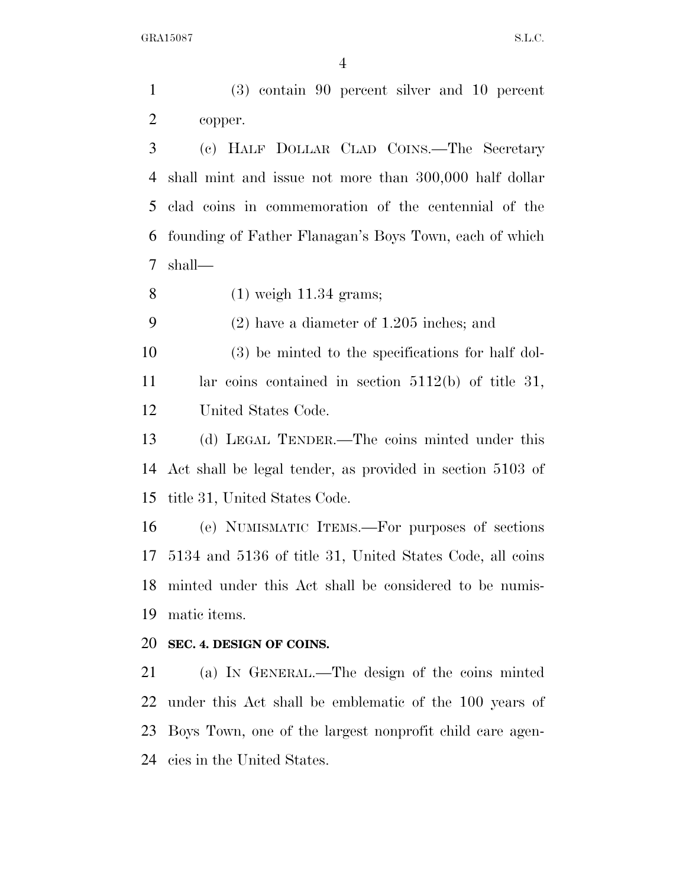(3) contain 90 percent silver and 10 percent copper.

(c) HALF DOLLAR CLAD COINS.—The Secretary shall mint and issue not more than 300,000 half dollar clad coins in commemoration of the centennial of the founding of Father Flanagan's Boys Town, each of which shall—

(1) weigh 11.34 grams;

(2) have a diameter of 1.205 inches; and

(3) be minted to the specifications for half dollar coins contained in section 5112(b) of title 31, United States Code.

(d) LEGAL TENDER.—The coins minted under this Act shall be legal tender, as provided in section 5103 of title 31, United States Code.

(e) NUMISMATIC ITEMS.—For purposes of sections 5134 and 5136 of title 31, United States Code, all coins minted under this Act shall be considered to be numismatic items.

**SEC. 4. DESIGN OF COINS.**

(a) IN GENERAL.—The design of the coins minted under this Act shall be emblematic of the 100 years of Boys Town, one of the largest nonprofit child care agencies in the United States.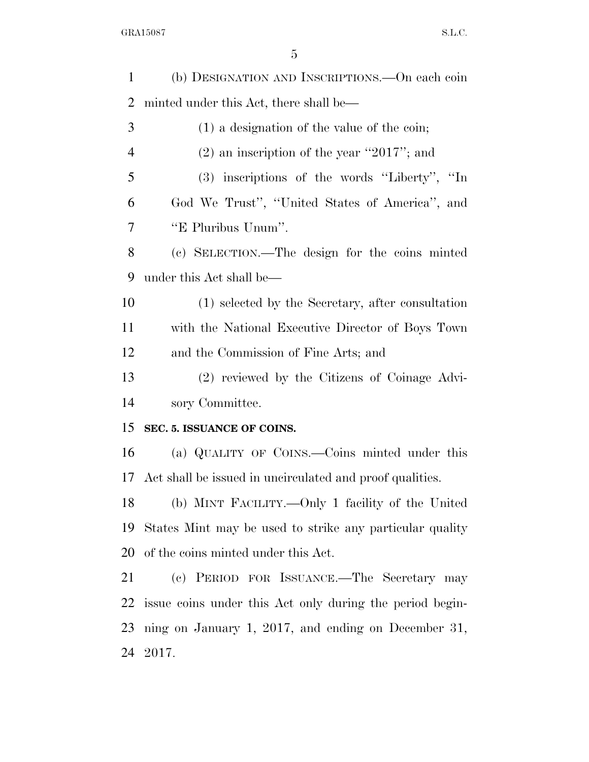(b) DESIGNATION AND INSCRIPTIONS.—On each coin minted under this Act, there shall be—

(1) a designation of the value of the coin;

(2) an inscription of the year ''2017''; and

(3) inscriptions of the words ''Liberty'', ''In God We Trust'', ''United States of America'', and ''E Pluribus Unum''.

(c) SELECTION.—The design for the coins minted under this Act shall be—

(1) selected by the Secretary, after consultation with the National Executive Director of Boys Town and the Commission of Fine Arts; and

(2) reviewed by the Citizens of Coinage Advisory Committee.

**SEC. 5. ISSUANCE OF COINS.**

(a) QUALITY OF COINS.—Coins minted under this Act shall be issued in uncirculated and proof qualities.

(b) MINT FACILITY.—Only 1 facility of the United States Mint may be used to strike any particular quality of the coins minted under this Act.

(c) PERIOD FOR ISSUANCE.—The Secretary may issue coins under this Act only during the period beginning on January 1, 2017, and ending on December 31, 2017.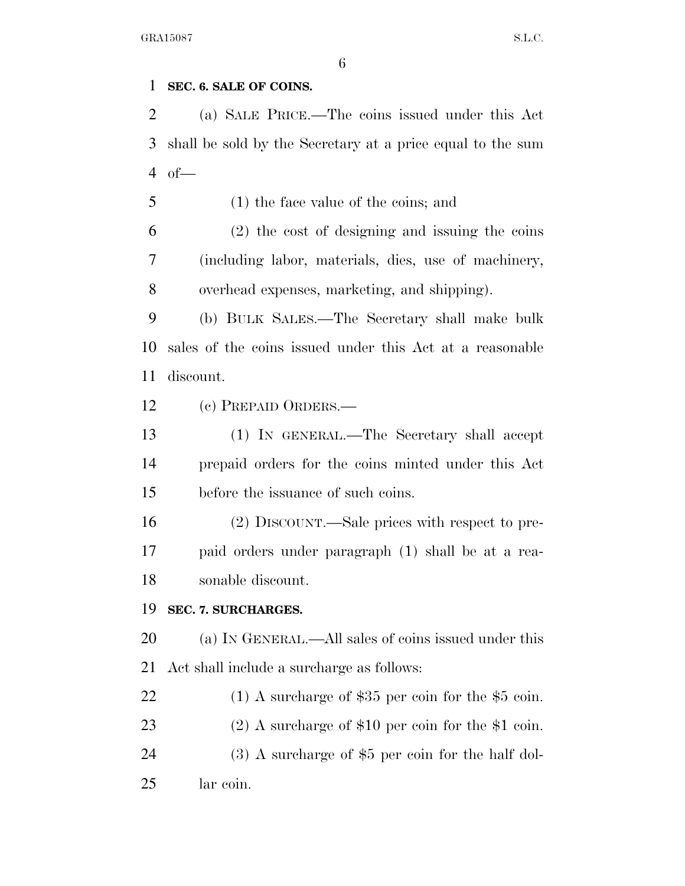**SEC. 6. SALE OF COINS.**

(a) SALE PRICE.—The coins issued under this Act shall be sold by the Secretary at a price equal to the sum of—

(1) the face value of the coins; and

(2) the cost of designing and issuing the coins (including labor, materials, dies, use of machinery, overhead expenses, marketing, and shipping).

(b) BULK SALES.—The Secretary shall make bulk sales of the coins issued under this Act at a reasonable discount.

(c) PREPAID ORDERS.—

(1) IN GENERAL.—The Secretary shall accept prepaid orders for the coins minted under this Act before the issuance of such coins.

(2) DISCOUNT.—Sale prices with respect to prepaid orders under paragraph (1) shall be at a reasonable discount.

**SEC. 7. SURCHARGES.**

(a) IN GENERAL.—All sales of coins issued under this Act shall include a surcharge as follows:

(1) A surcharge of $35 per coin for the $5 coin.

(2) A surcharge of $10 per coin for the $1 coin.

(3) A surcharge of $5 per coin for the half dollar coin.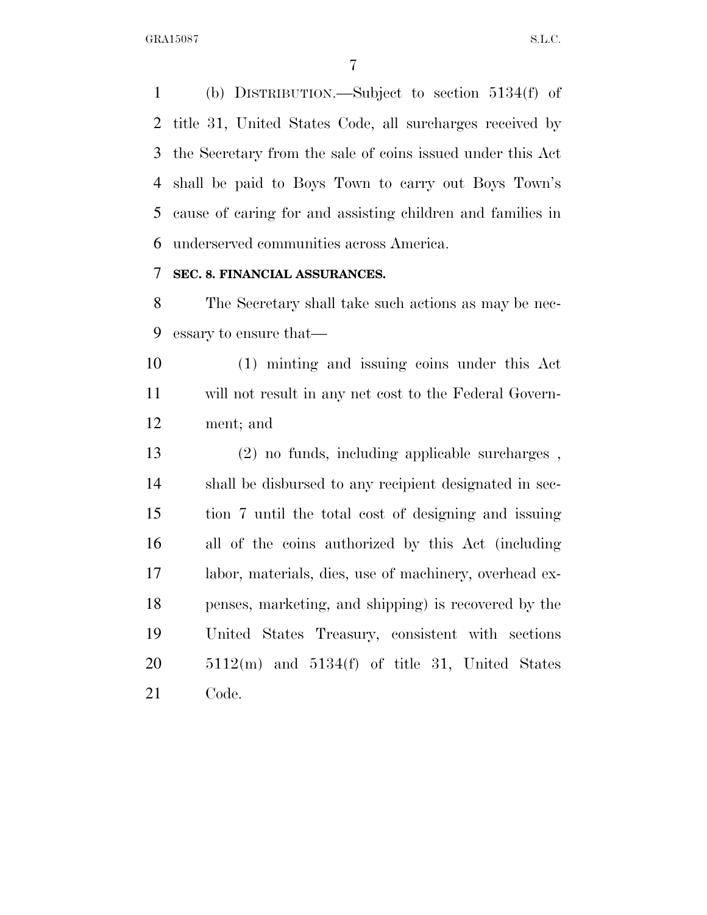(b) DISTRIBUTION.—Subject to section 5134(f) of title 31, United States Code, all surcharges received by the Secretary from the sale of coins issued under this Act shall be paid to Boys Town to carry out Boys Town's cause of caring for and assisting children and families in underserved communities across America.

**SEC. 8. FINANCIAL ASSURANCES.**

The Secretary shall take such actions as may be necessary to ensure that—

(1) minting and issuing coins under this Act will not result in any net cost to the Federal Government; and

(2) no funds, including applicable surcharges , shall be disbursed to any recipient designated in section 7 until the total cost of designing and issuing all of the coins authorized by this Act (including labor, materials, dies, use of machinery, overhead expenses, marketing, and shipping) is recovered by the United States Treasury, consistent with sections 5112(m) and 5134(f) of title 31, United States Code.